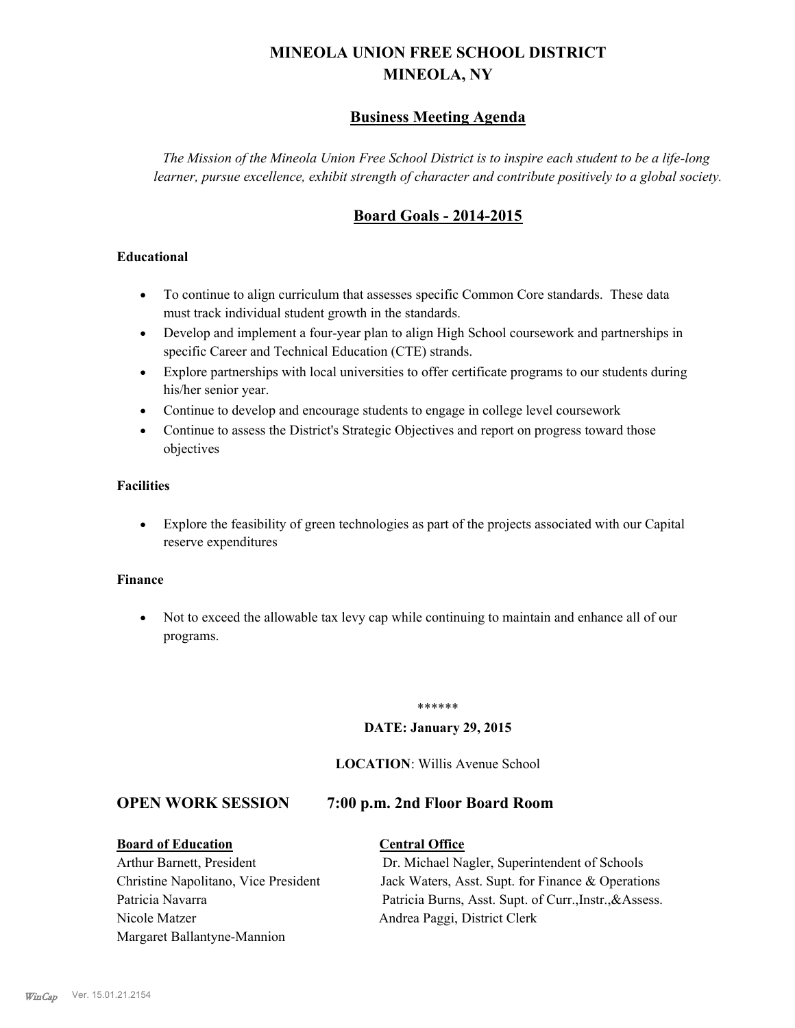# MINEOLA UNION FREE SCHOOL DISTRICT
# MINEOLA, NY

## Business Meeting Agenda

*The Mission of the Mineola Union Free School District is to inspire each student to be a life-long learner, pursue excellence, exhibit strength of character and contribute positively to a global society.*

## Board Goals - 2014-2015

**Educational**

- To continue to align curriculum that assesses specific Common Core standards. These data must track individual student growth in the standards.
- Develop and implement a four-year plan to align High School coursework and partnerships in specific Career and Technical Education (CTE) strands.
- Explore partnerships with local universities to offer certificate programs to our students during his/her senior year.
- Continue to develop and encourage students to engage in college level coursework
- Continue to assess the District's Strategic Objectives and report on progress toward those objectives

**Facilities**

- Explore the feasibility of green technologies as part of the projects associated with our Capital reserve expenditures

**Finance**

- Not to exceed the allowable tax levy cap while continuing to maintain and enhance all of our programs.

******

**DATE: January 29, 2015**

**LOCATION**: Willis Avenue School

## OPEN WORK SESSION 7:00 p.m. 2nd Floor Board Room

| **Board of Education** | **Central Office** |
|---|---|
| Arthur Barnett, President | Dr. Michael Nagler, Superintendent of Schools |
| Christine Napolitano, Vice President | Jack Waters, Asst. Supt. for Finance & Operations |
| Patricia Navarra | Patricia Burns, Asst. Supt. of Curr.,Instr.,&Assess. |
| Nicole Matzer | Andrea Paggi, District Clerk |
| Margaret Ballantyne-Mannion | |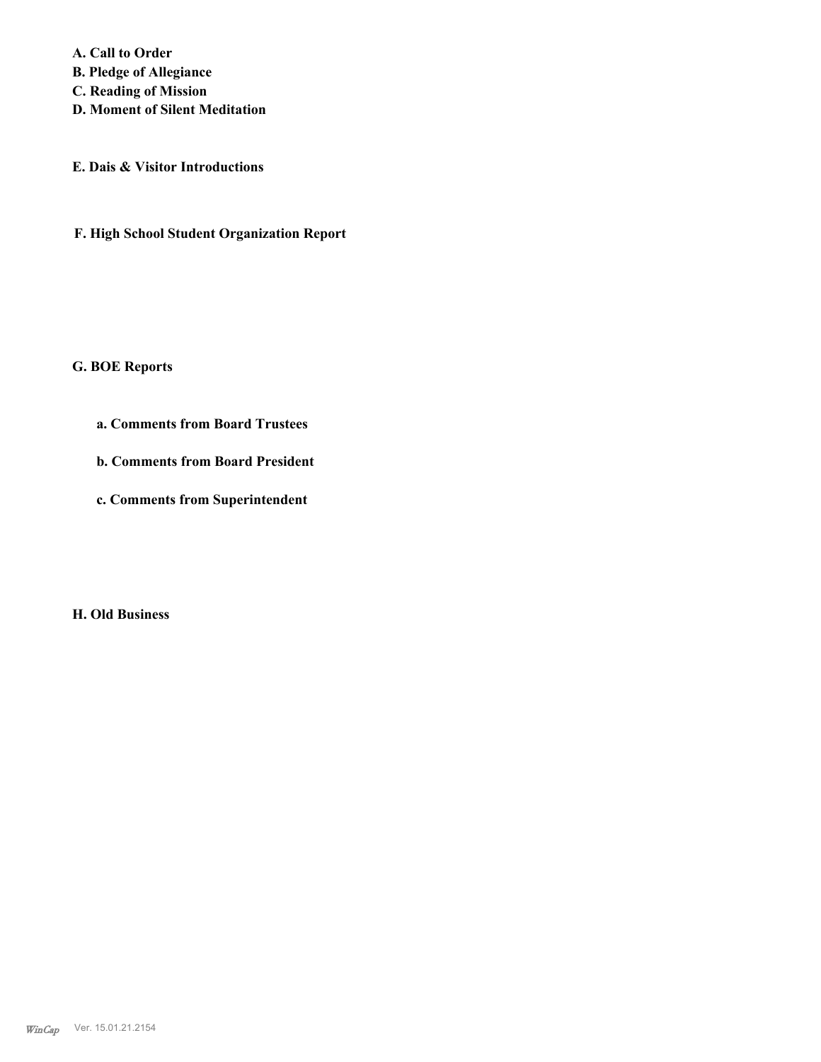**A. Call to Order**
**B. Pledge of Allegiance**
**C. Reading of Mission**
**D. Moment of Silent Meditation**

**E. Dais & Visitor Introductions**

**F. High School Student Organization Report**

**G. BOE Reports**

**a. Comments from Board Trustees**

**b. Comments from Board President**

**c. Comments from Superintendent**

**H. Old Business**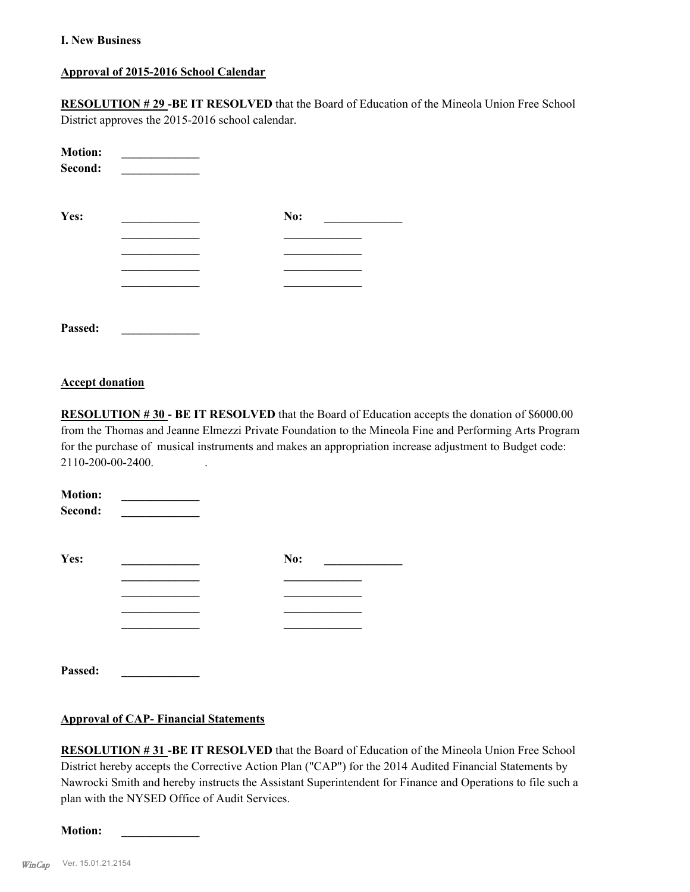**I. New Business**

**Approval of 2015-2016 School Calendar**

**RESOLUTION # 29 -BE IT RESOLVED** that the Board of Education of the Mineola Union Free School District approves the 2015-2016 school calendar.

**Motion:** _____________
**Second:** _____________

| **Yes:** | _____________ | **No:** | _____________ |
|---|---|---|---|
| | _____________ | | _____________ |
| | _____________ | | _____________ |
| | _____________ | | _____________ |
| | _____________ | | _____________ |

**Passed:** _____________

**Accept donation**

**RESOLUTION # 30 - BE IT RESOLVED** that the Board of Education accepts the donation of $6000.00 from the Thomas and Jeanne Elmezzi Private Foundation to the Mineola Fine and Performing Arts Program for the purchase of musical instruments and makes an appropriation increase adjustment to Budget code: 2110-200-00-2400.

**Motion:** _____________
**Second:** _____________

| **Yes:** | _____________ | **No:** | _____________ |
|---|---|---|---|
| | _____________ | | _____________ |
| | _____________ | | _____________ |
| | _____________ | | _____________ |
| | _____________ | | _____________ |

**Passed:** _____________

**Approval of CAP- Financial Statements**

**RESOLUTION # 31 -BE IT RESOLVED** that the Board of Education of the Mineola Union Free School District hereby accepts the Corrective Action Plan ("CAP") for the 2014 Audited Financial Statements by Nawrocki Smith and hereby instructs the Assistant Superintendent for Finance and Operations to file such a plan with the NYSED Office of Audit Services.

**Motion:** _____________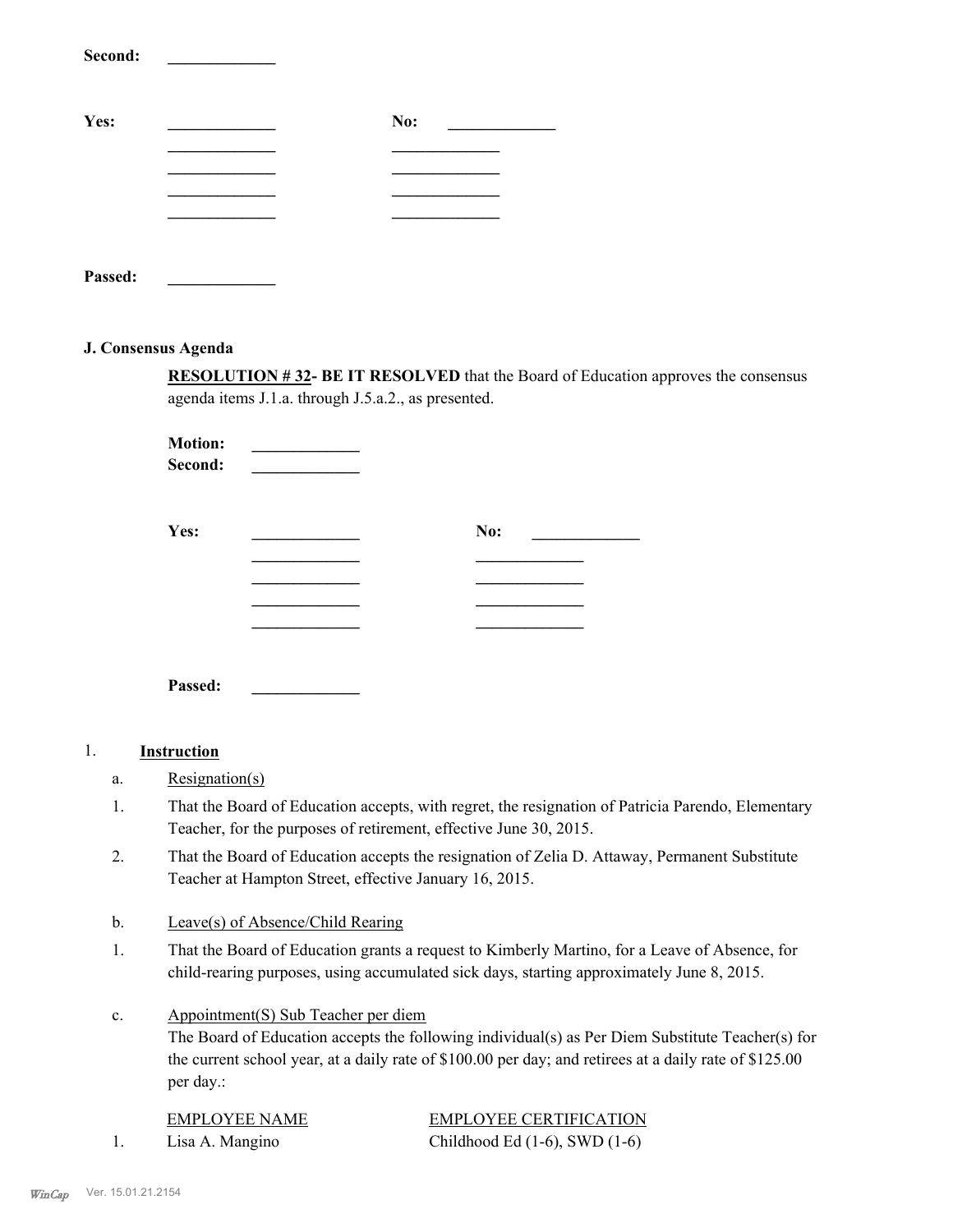**Second:** _____________

**Yes:** _____________ **No:** _____________

_____________ _____________

_____________ _____________

_____________ _____________

_____________ _____________

**Passed:** _____________

### J. Consensus Agenda

**RESOLUTION # 32- BE IT RESOLVED** that the Board of Education approves the consensus agenda items J.1.a. through J.5.a.2., as presented.

**Motion:** _____________
**Second:** _____________

**Yes:** _____________ **No:** _____________

_____________ _____________

_____________ _____________

_____________ _____________

_____________ _____________

**Passed:** _____________

1. **Instruction**

a. Resignation(s)

1. That the Board of Education accepts, with regret, the resignation of Patricia Parendo, Elementary Teacher, for the purposes of retirement, effective June 30, 2015.
2. That the Board of Education accepts the resignation of Zelia D. Attaway, Permanent Substitute Teacher at Hampton Street, effective January 16, 2015.

b. Leave(s) of Absence/Child Rearing

1. That the Board of Education grants a request to Kimberly Martino, for a Leave of Absence, for child-rearing purposes, using accumulated sick days, starting approximately June 8, 2015.

c. Appointment(S) Sub Teacher per diem

The Board of Education accepts the following individual(s) as Per Diem Substitute Teacher(s) for the current school year, at a daily rate of $100.00 per day; and retirees at a daily rate of $125.00 per day.:

| | EMPLOYEE NAME | EMPLOYEE CERTIFICATION |
|---|---|---|
| 1. | Lisa A. Mangino | Childhood Ed (1-6), SWD (1-6) |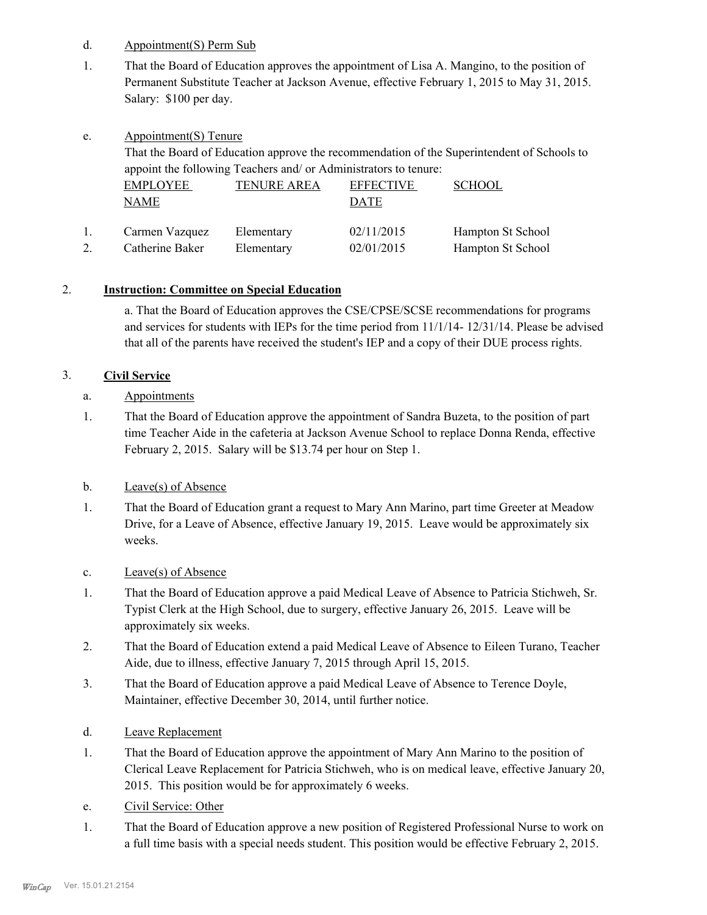d. Appointment(S) Perm Sub

1. That the Board of Education approves the appointment of Lisa A. Mangino, to the position of Permanent Substitute Teacher at Jackson Avenue, effective February 1, 2015 to May 31, 2015. Salary: $100 per day.

e. Appointment(S) Tenure

That the Board of Education approve the recommendation of the Superintendent of Schools to appoint the following Teachers and/ or Administrators to tenure:

| | EMPLOYEE NAME | TENURE AREA | EFFECTIVE DATE | SCHOOL |
|---|---|---|---|---|
| 1. | Carmen Vazquez | Elementary | 02/11/2015 | Hampton St School |
| 2. | Catherine Baker | Elementary | 02/01/2015 | Hampton St School |

## 2. **Instruction: Committee on Special Education**

a. That the Board of Education approves the CSE/CPSE/SCSE recommendations for programs and services for students with IEPs for the time period from 11/1/14- 12/31/14. Please be advised that all of the parents have received the student's IEP and a copy of their DUE process rights.

## 3. **Civil Service**

a. Appointments

1. That the Board of Education approve the appointment of Sandra Buzeta, to the position of part time Teacher Aide in the cafeteria at Jackson Avenue School to replace Donna Renda, effective February 2, 2015. Salary will be $13.74 per hour on Step 1.

b. Leave(s) of Absence

1. That the Board of Education grant a request to Mary Ann Marino, part time Greeter at Meadow Drive, for a Leave of Absence, effective January 19, 2015. Leave would be approximately six weeks.

c. Leave(s) of Absence

1. That the Board of Education approve a paid Medical Leave of Absence to Patricia Stichweh, Sr. Typist Clerk at the High School, due to surgery, effective January 26, 2015. Leave will be approximately six weeks.
2. That the Board of Education extend a paid Medical Leave of Absence to Eileen Turano, Teacher Aide, due to illness, effective January 7, 2015 through April 15, 2015.
3. That the Board of Education approve a paid Medical Leave of Absence to Terence Doyle, Maintainer, effective December 30, 2014, until further notice.

d. Leave Replacement

1. That the Board of Education approve the appointment of Mary Ann Marino to the position of Clerical Leave Replacement for Patricia Stichweh, who is on medical leave, effective January 20, 2015. This position would be for approximately 6 weeks.

e. Civil Service: Other

1. That the Board of Education approve a new position of Registered Professional Nurse to work on a full time basis with a special needs student. This position would be effective February 2, 2015.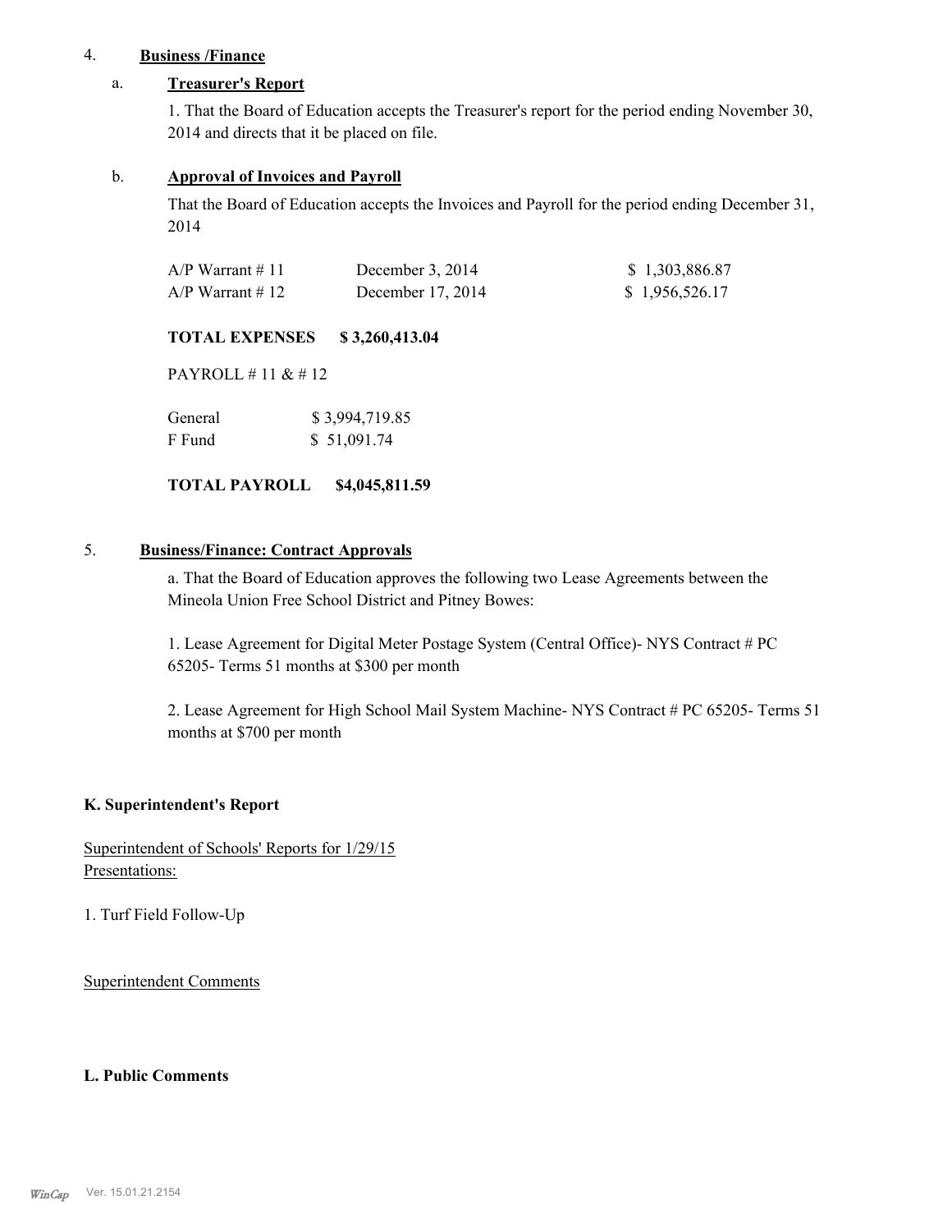4. **Business /Finance**

a. **Treasurer's Report**

1. That the Board of Education accepts the Treasurer's report for the period ending November 30, 2014 and directs that it be placed on file.

b. **Approval of Invoices and Payroll**

That the Board of Education accepts the Invoices and Payroll for the period ending December 31, 2014

| | | |
|---|---|---|
| A/P Warrant # 11 | December 3, 2014 | $ 1,303,886.87 |
| A/P Warrant # 12 | December 17, 2014 | $ 1,956,526.17 |

**TOTAL EXPENSES $ 3,260,413.04**

PAYROLL # 11 & # 12

| | |
|---|---|
| General | $ 3,994,719.85 |
| F Fund | $ 51,091.74 |

**TOTAL PAYROLL $4,045,811.59**

5. **Business/Finance: Contract Approvals**

a. That the Board of Education approves the following two Lease Agreements between the Mineola Union Free School District and Pitney Bowes:

1. Lease Agreement for Digital Meter Postage System (Central Office)- NYS Contract # PC 65205- Terms 51 months at $300 per month

2. Lease Agreement for High School Mail System Machine- NYS Contract # PC 65205- Terms 51 months at $700 per month

**K. Superintendent's Report**

Superintendent of Schools' Reports for 1/29/15
Presentations:

1. Turf Field Follow-Up

Superintendent Comments

**L. Public Comments**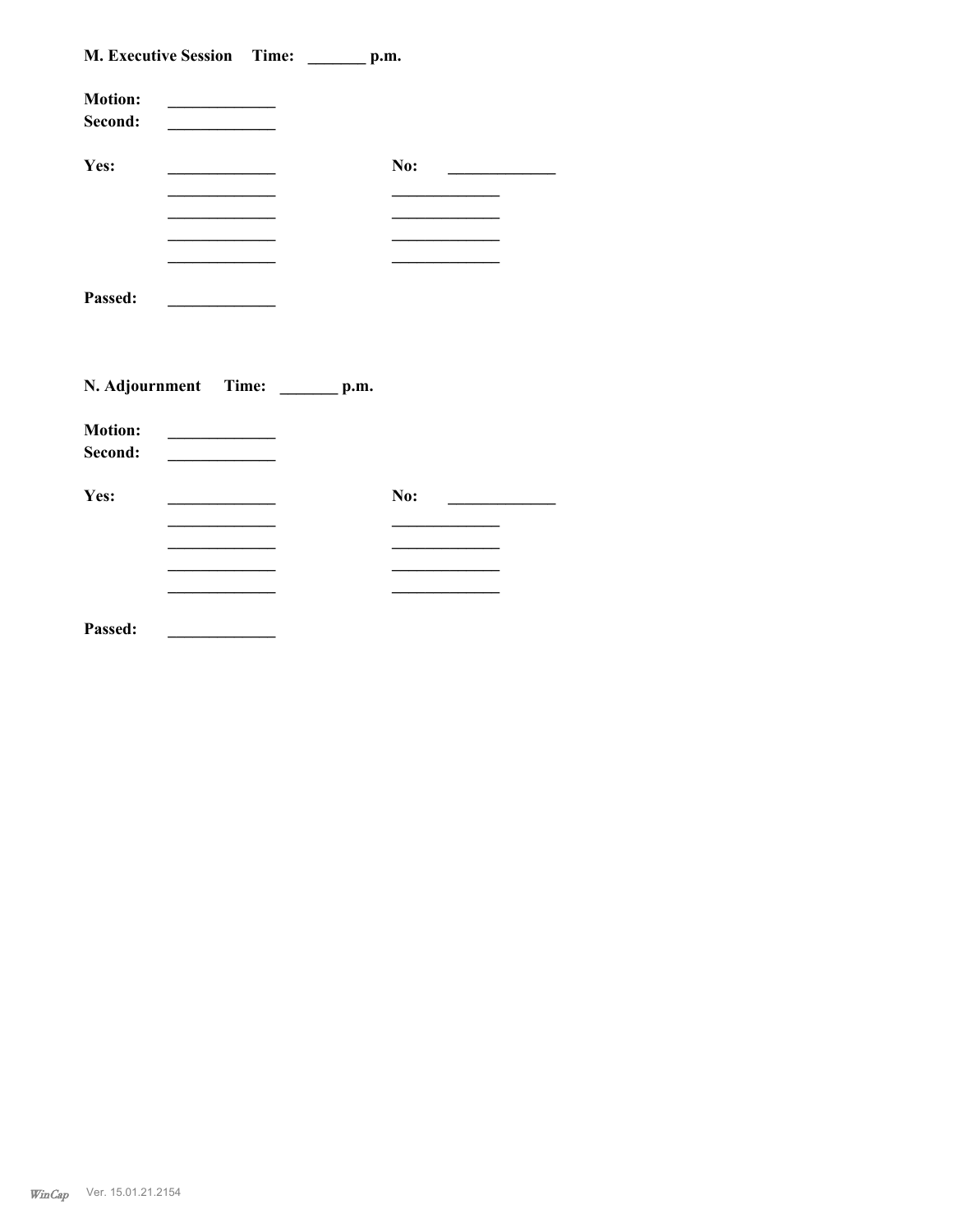**M. Executive Session     Time: _______ p.m.**

**Motion:** _____________
**Second:** _____________

| | | | |
|---|---|---|---|
| **Yes:** | _____________ | **No:** | _____________ |
| | _____________ | | _____________ |
| | _____________ | | _____________ |
| | _____________ | | _____________ |
| | _____________ | | _____________ |

**Passed:** _____________

**N. Adjournment     Time: _______ p.m.**

**Motion:** _____________
**Second:** _____________

| | | | |
|---|---|---|---|
| **Yes:** | _____________ | **No:** | _____________ |
| | _____________ | | _____________ |
| | _____________ | | _____________ |
| | _____________ | | _____________ |
| | _____________ | | _____________ |

**Passed:** _____________